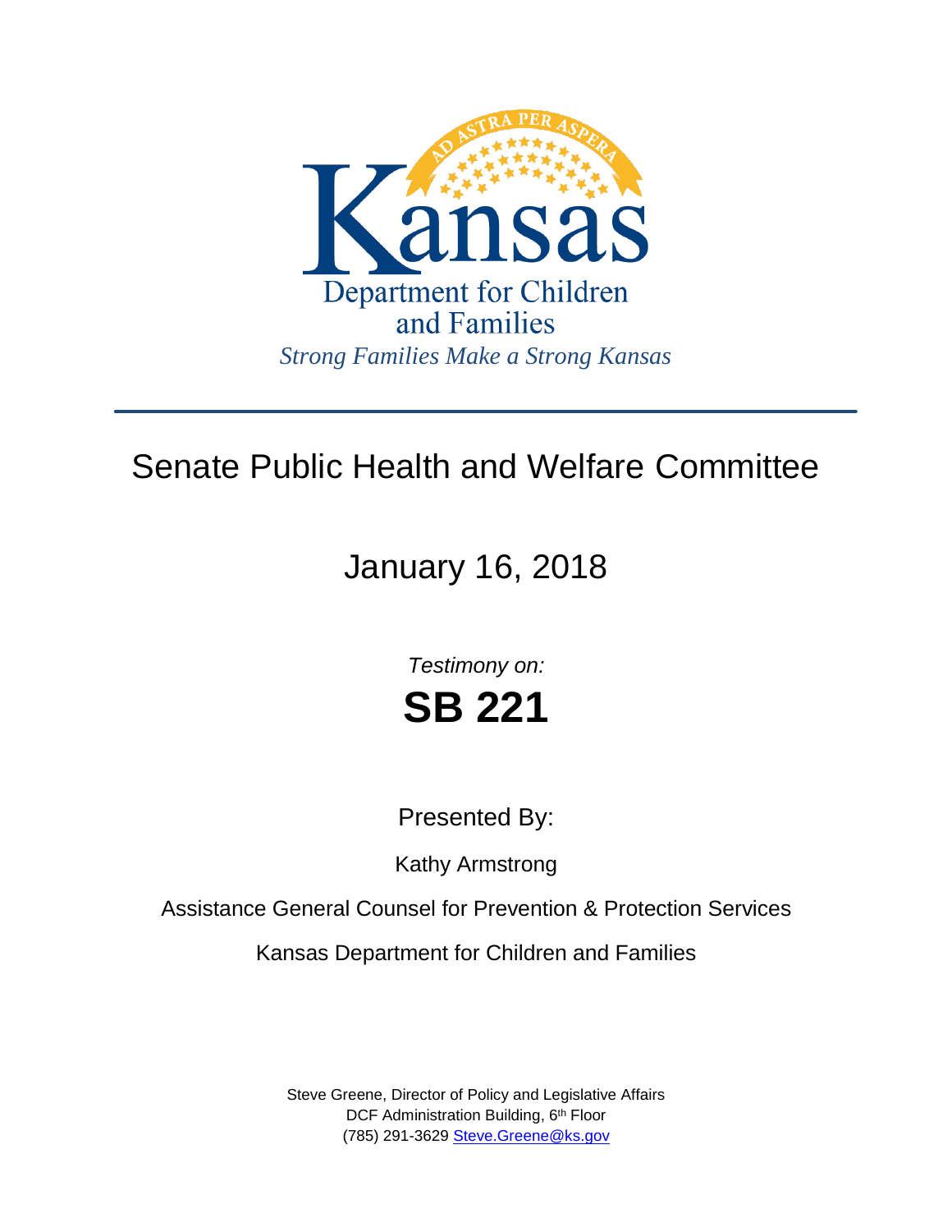Kansas

Department for Children and Families

*Strong Families Make a Strong Kansas*

---

# Senate Public Health and Welfare Committee

## January 16, 2018

*Testimony on:*

# SB 221

Presented By:

Kathy Armstrong

Assistance General Counsel for Prevention & Protection Services

Kansas Department for Children and Families

Steve Greene, Director of Policy and Legislative Affairs
DCF Administration Building, 6th Floor
(785) 291-3629 Steve.Greene@ks.gov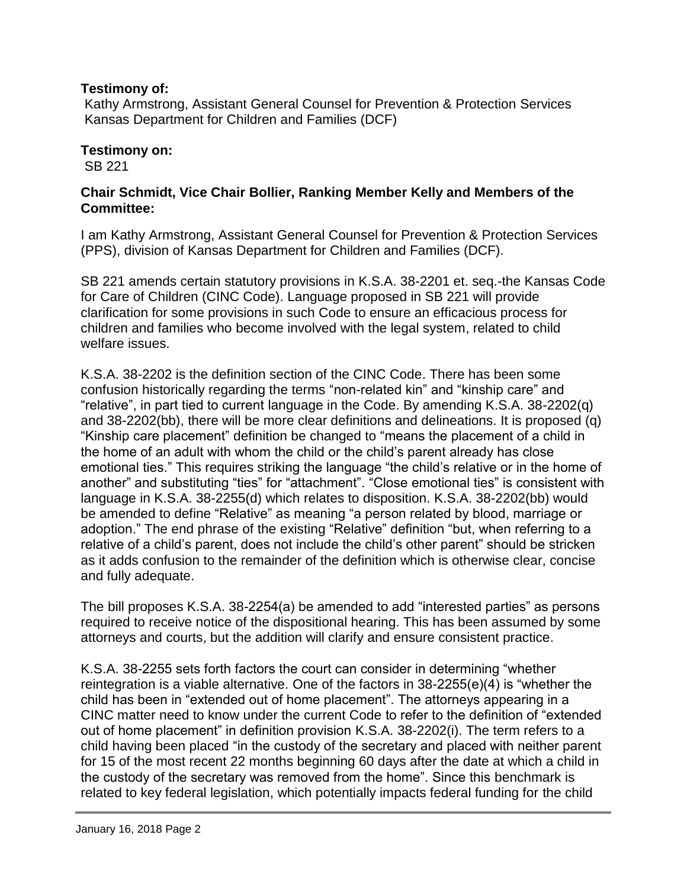**Testimony of:**
Kathy Armstrong, Assistant General Counsel for Prevention & Protection Services
Kansas Department for Children and Families (DCF)

**Testimony on:**
SB 221

**Chair Schmidt, Vice Chair Bollier, Ranking Member Kelly and Members of the Committee:**

I am Kathy Armstrong, Assistant General Counsel for Prevention & Protection Services (PPS), division of Kansas Department for Children and Families (DCF).

SB 221 amends certain statutory provisions in K.S.A. 38-2201 et. seq.-the Kansas Code for Care of Children (CINC Code). Language proposed in SB 221 will provide clarification for some provisions in such Code to ensure an efficacious process for children and families who become involved with the legal system, related to child welfare issues.

K.S.A. 38-2202 is the definition section of the CINC Code. There has been some confusion historically regarding the terms "non-related kin" and "kinship care" and "relative", in part tied to current language in the Code. By amending K.S.A. 38-2202(q) and 38-2202(bb), there will be more clear definitions and delineations. It is proposed (q) "Kinship care placement" definition be changed to "means the placement of a child in the home of an adult with whom the child or the child's parent already has close emotional ties." This requires striking the language "the child's relative or in the home of another" and substituting "ties" for "attachment". "Close emotional ties" is consistent with language in K.S.A. 38-2255(d) which relates to disposition. K.S.A. 38-2202(bb) would be amended to define "Relative" as meaning "a person related by blood, marriage or adoption." The end phrase of the existing "Relative" definition "but, when referring to a relative of a child's parent, does not include the child's other parent" should be stricken as it adds confusion to the remainder of the definition which is otherwise clear, concise and fully adequate.

The bill proposes K.S.A. 38-2254(a) be amended to add "interested parties" as persons required to receive notice of the dispositional hearing. This has been assumed by some attorneys and courts, but the addition will clarify and ensure consistent practice.

K.S.A. 38-2255 sets forth factors the court can consider in determining "whether reintegration is a viable alternative. One of the factors in 38-2255(e)(4) is "whether the child has been in "extended out of home placement". The attorneys appearing in a CINC matter need to know under the current Code to refer to the definition of "extended out of home placement" in definition provision K.S.A. 38-2202(i). The term refers to a child having been placed "in the custody of the secretary and placed with neither parent for 15 of the most recent 22 months beginning 60 days after the date at which a child in the custody of the secretary was removed from the home". Since this benchmark is related to key federal legislation, which potentially impacts federal funding for the child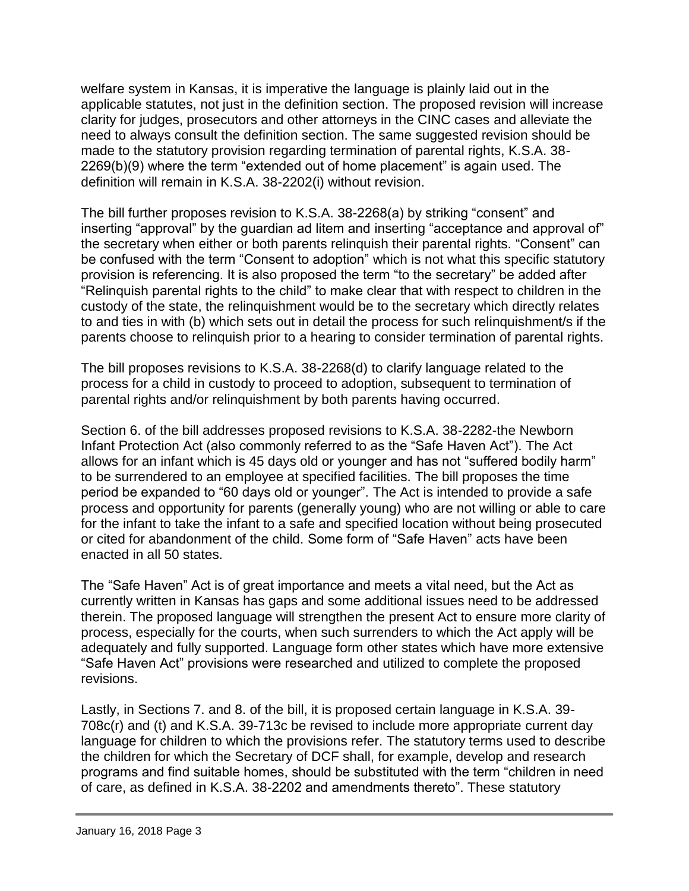welfare system in Kansas, it is imperative the language is plainly laid out in the applicable statutes, not just in the definition section. The proposed revision will increase clarity for judges, prosecutors and other attorneys in the CINC cases and alleviate the need to always consult the definition section. The same suggested revision should be made to the statutory provision regarding termination of parental rights, K.S.A. 38-2269(b)(9) where the term "extended out of home placement" is again used. The definition will remain in K.S.A. 38-2202(i) without revision.

The bill further proposes revision to K.S.A. 38-2268(a) by striking "consent" and inserting "approval" by the guardian ad litem and inserting "acceptance and approval of" the secretary when either or both parents relinquish their parental rights. "Consent" can be confused with the term "Consent to adoption" which is not what this specific statutory provision is referencing. It is also proposed the term "to the secretary" be added after "Relinquish parental rights to the child" to make clear that with respect to children in the custody of the state, the relinquishment would be to the secretary which directly relates to and ties in with (b) which sets out in detail the process for such relinquishment/s if the parents choose to relinquish prior to a hearing to consider termination of parental rights.

The bill proposes revisions to K.S.A. 38-2268(d) to clarify language related to the process for a child in custody to proceed to adoption, subsequent to termination of parental rights and/or relinquishment by both parents having occurred.

Section 6. of the bill addresses proposed revisions to K.S.A. 38-2282-the Newborn Infant Protection Act (also commonly referred to as the "Safe Haven Act"). The Act allows for an infant which is 45 days old or younger and has not "suffered bodily harm" to be surrendered to an employee at specified facilities. The bill proposes the time period be expanded to "60 days old or younger". The Act is intended to provide a safe process and opportunity for parents (generally young) who are not willing or able to care for the infant to take the infant to a safe and specified location without being prosecuted or cited for abandonment of the child. Some form of "Safe Haven" acts have been enacted in all 50 states.

The "Safe Haven" Act is of great importance and meets a vital need, but the Act as currently written in Kansas has gaps and some additional issues need to be addressed therein. The proposed language will strengthen the present Act to ensure more clarity of process, especially for the courts, when such surrenders to which the Act apply will be adequately and fully supported. Language form other states which have more extensive "Safe Haven Act" provisions were researched and utilized to complete the proposed revisions.

Lastly, in Sections 7. and 8. of the bill, it is proposed certain language in K.S.A. 39-708c(r) and (t) and K.S.A. 39-713c be revised to include more appropriate current day language for children to which the provisions refer. The statutory terms used to describe the children for which the Secretary of DCF shall, for example, develop and research programs and find suitable homes, should be substituted with the term "children in need of care, as defined in K.S.A. 38-2202 and amendments thereto". These statutory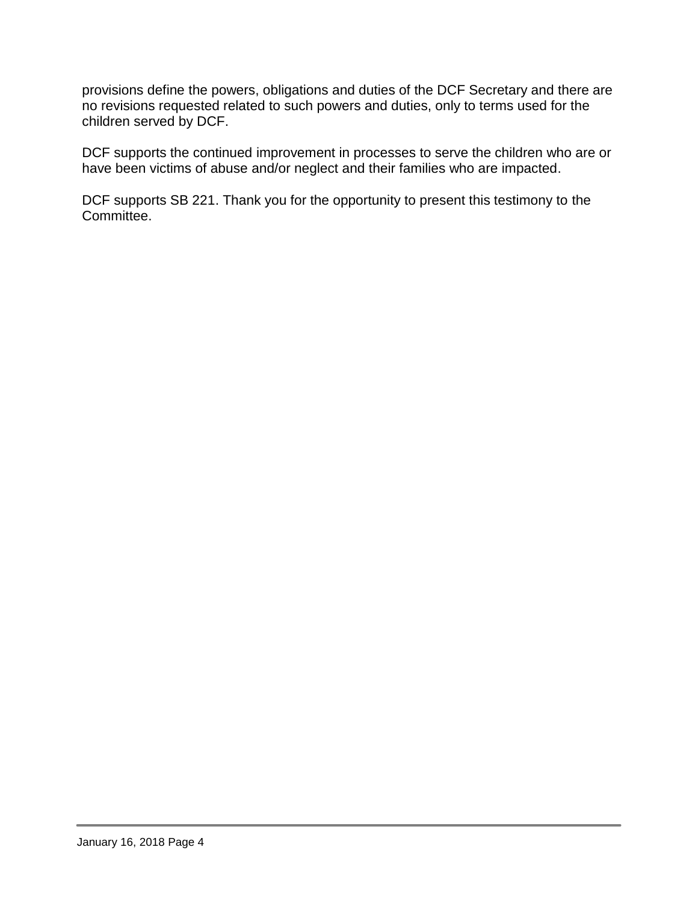provisions define the powers, obligations and duties of the DCF Secretary and there are no revisions requested related to such powers and duties, only to terms used for the children served by DCF.

DCF supports the continued improvement in processes to serve the children who are or have been victims of abuse and/or neglect and their families who are impacted.

DCF supports SB 221. Thank you for the opportunity to present this testimony to the Committee.